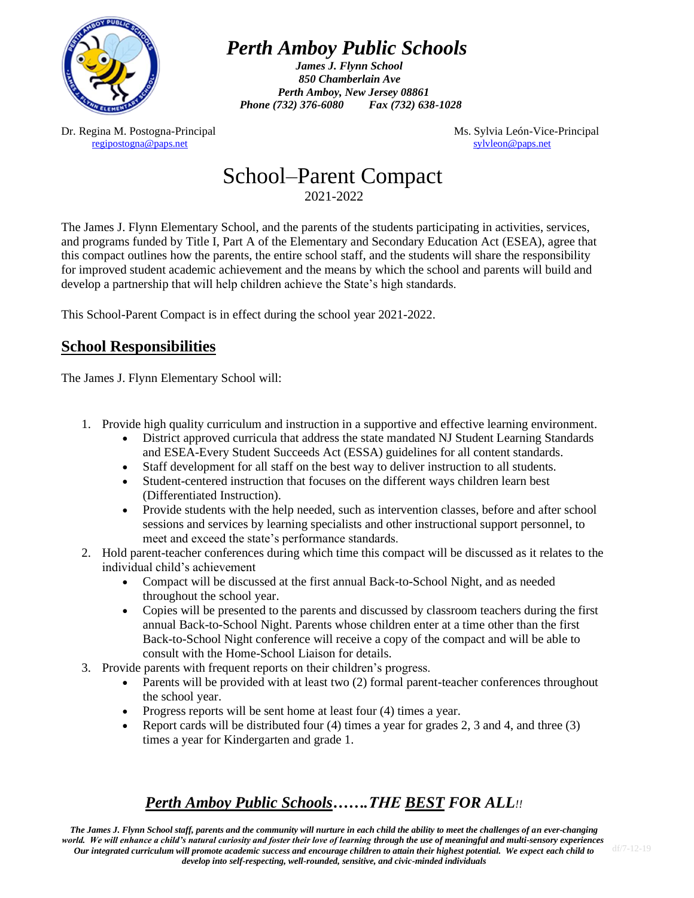# *Perth Amboy Public Schools*

***James J. Flynn School***
***850 Chamberlain Ave***
***Perth Amboy, New Jersey 08861***
***Phone (732) 376-6080      Fax (732) 638-1028***

Dr. Regina M. Postogna-Principal
regipostogna@paps.net

Ms. Sylvia León-Vice-Principal
sylvleon@paps.net

# School–Parent Compact

2021-2022

The James J. Flynn Elementary School, and the parents of the students participating in activities, services, and programs funded by Title I, Part A of the Elementary and Secondary Education Act (ESEA), agree that this compact outlines how the parents, the entire school staff, and the students will share the responsibility for improved student academic achievement and the means by which the school and parents will build and develop a partnership that will help children achieve the State's high standards.

This School-Parent Compact is in effect during the school year 2021-2022.

## School Responsibilities

The James J. Flynn Elementary School will:

1. Provide high quality curriculum and instruction in a supportive and effective learning environment.
    - District approved curricula that address the state mandated NJ Student Learning Standards and ESEA-Every Student Succeeds Act (ESSA) guidelines for all content standards.
    - Staff development for all staff on the best way to deliver instruction to all students.
    - Student-centered instruction that focuses on the different ways children learn best (Differentiated Instruction).
    - Provide students with the help needed, such as intervention classes, before and after school sessions and services by learning specialists and other instructional support personnel, to meet and exceed the state's performance standards.
2. Hold parent-teacher conferences during which time this compact will be discussed as it relates to the individual child's achievement
    - Compact will be discussed at the first annual Back-to-School Night, and as needed throughout the school year.
    - Copies will be presented to the parents and discussed by classroom teachers during the first annual Back-to-School Night. Parents whose children enter at a time other than the first Back-to-School Night conference will receive a copy of the compact and will be able to consult with the Home-School Liaison for details.
3. Provide parents with frequent reports on their children's progress.
    - Parents will be provided with at least two (2) formal parent-teacher conferences throughout the school year.
    - Progress reports will be sent home at least four (4) times a year.
    - Report cards will be distributed four (4) times a year for grades 2, 3 and 4, and three (3) times a year for Kindergarten and grade 1.

***Perth Amboy Public Schools*…….THE BEST FOR ALL!!**

***The James J. Flynn School staff, parents and the community will nurture in each child the ability to meet the challenges of an ever-changing world. We will enhance a child's natural curiosity and foster their love of learning through the use of meaningful and multi-sensory experiences. Our integrated curriculum will promote academic success and encourage children to attain their highest potential. We expect each child to develop into self-respecting, well-rounded, sensitive, and civic-minded individuals***

df/7-12-19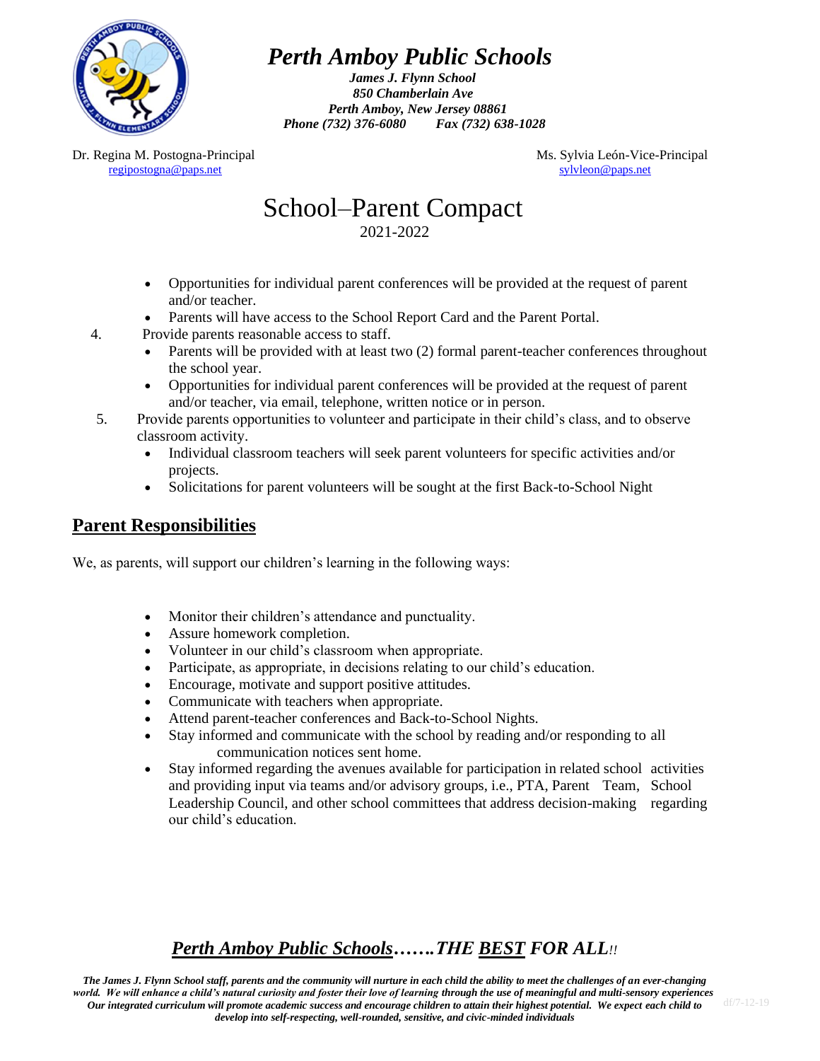# Perth Amboy Public Schools

***James J. Flynn School***
***850 Chamberlain Ave***
***Perth Amboy, New Jersey 08861***
***Phone (732) 376-6080 Fax (732) 638-1028***

Dr. Regina M. Postogna-Principal
regipostogna@paps.net

Ms. Sylvia León-Vice-Principal
sylvleon@paps.net

# School–Parent Compact

2021-2022

- Opportunities for individual parent conferences will be provided at the request of parent and/or teacher.
- Parents will have access to the School Report Card and the Parent Portal.

4. Provide parents reasonable access to staff.
   - Parents will be provided with at least two (2) formal parent-teacher conferences throughout the school year.
   - Opportunities for individual parent conferences will be provided at the request of parent and/or teacher, via email, telephone, written notice or in person.
5. Provide parents opportunities to volunteer and participate in their child's class, and to observe classroom activity.
   - Individual classroom teachers will seek parent volunteers for specific activities and/or projects.
   - Solicitations for parent volunteers will be sought at the first Back-to-School Night

## Parent Responsibilities

We, as parents, will support our children's learning in the following ways:

- Monitor their children's attendance and punctuality.
- Assure homework completion.
- Volunteer in our child's classroom when appropriate.
- Participate, as appropriate, in decisions relating to our child's education.
- Encourage, motivate and support positive attitudes.
- Communicate with teachers when appropriate.
- Attend parent-teacher conferences and Back-to-School Nights.
- Stay informed and communicate with the school by reading and/or responding to all communication notices sent home.
- Stay informed regarding the avenues available for participation in related school activities and providing input via teams and/or advisory groups, i.e., PTA, Parent Team, School Leadership Council, and other school committees that address decision-making regarding our child's education.

***Perth Amboy Public Schools…….THE BEST FOR ALL!!***

***The James J. Flynn School staff, parents and the community will nurture in each child the ability to meet the challenges of an ever-changing world. We will enhance a child's natural curiosity and foster their love of learning through the use of meaningful and multi-sensory experiences Our integrated curriculum will promote academic success and encourage children to attain their highest potential. We expect each child to develop into self-respecting, well-rounded, sensitive, and civic-minded individuals***

df/7-12-19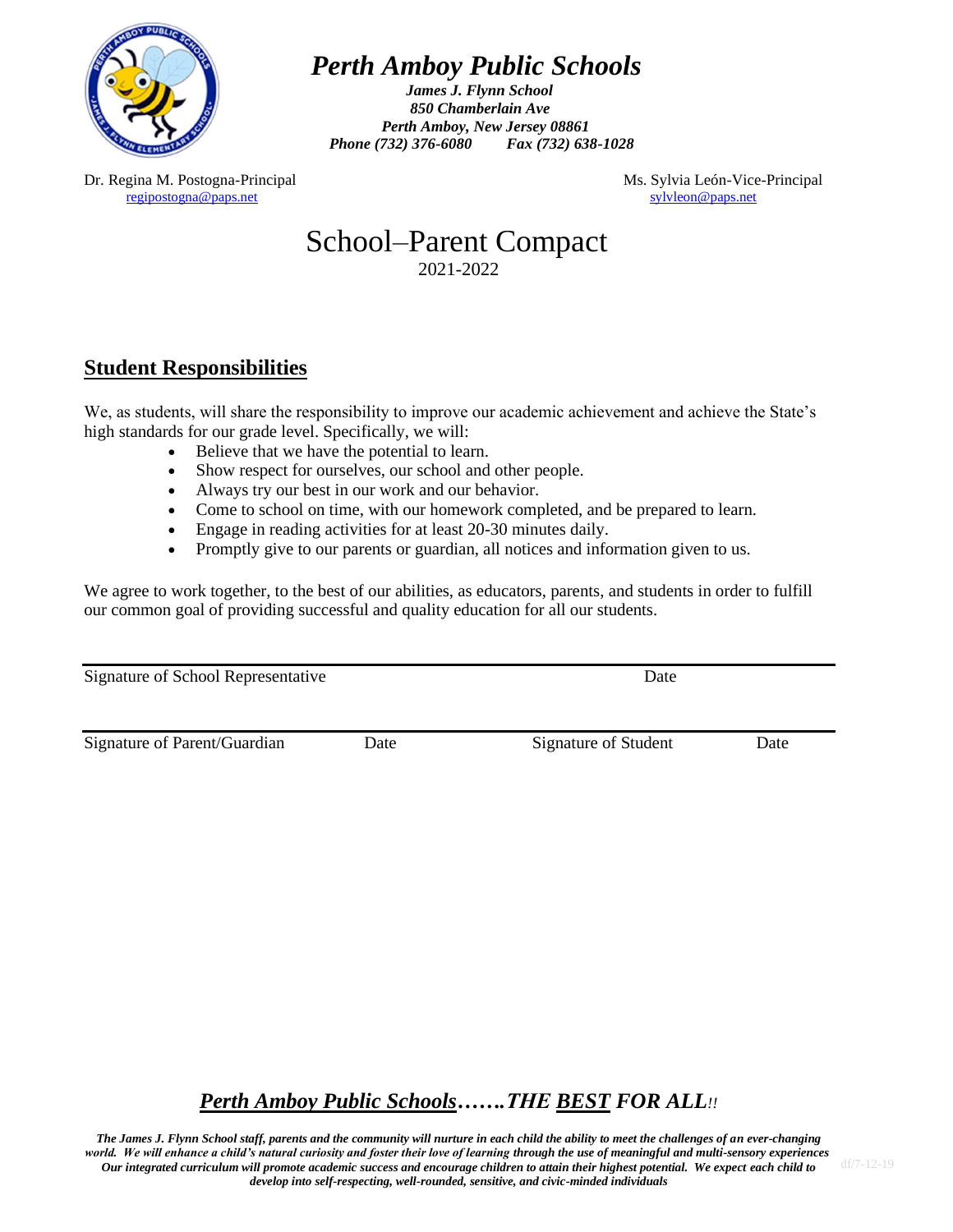# *Perth Amboy Public Schools*

***James J. Flynn School***
***850 Chamberlain Ave***
***Perth Amboy, New Jersey 08861***
***Phone (732) 376-6080    Fax (732) 638-1028***

Dr. Regina M. Postogna-Principal
regipostogna@paps.net

Ms. Sylvia León-Vice-Principal
sylvleon@paps.net

# School–Parent Compact

2021-2022

## Student Responsibilities

We, as students, will share the responsibility to improve our academic achievement and achieve the State's high standards for our grade level. Specifically, we will:

- Believe that we have the potential to learn.
- Show respect for ourselves, our school and other people.
- Always try our best in our work and our behavior.
- Come to school on time, with our homework completed, and be prepared to learn.
- Engage in reading activities for at least 20-30 minutes daily.
- Promptly give to our parents or guardian, all notices and information given to us.

We agree to work together, to the best of our abilities, as educators, parents, and students in order to fulfill our common goal of providing successful and quality education for all our students.

Signature of School Representative    Date

Signature of Parent/Guardian    Date    Signature of Student    Date

***Perth Amboy Public Schools*.......THE BEST FOR ALL!!**

***The James J. Flynn School staff, parents and the community will nurture in each child the ability to meet the challenges of an ever-changing world. We will enhance a child's natural curiosity and foster their love of learning through the use of meaningful and multi-sensory experiences Our integrated curriculum will promote academic success and encourage children to attain their highest potential. We expect each child to develop into self-respecting, well-rounded, sensitive, and civic-minded individuals***

df/7-12-19